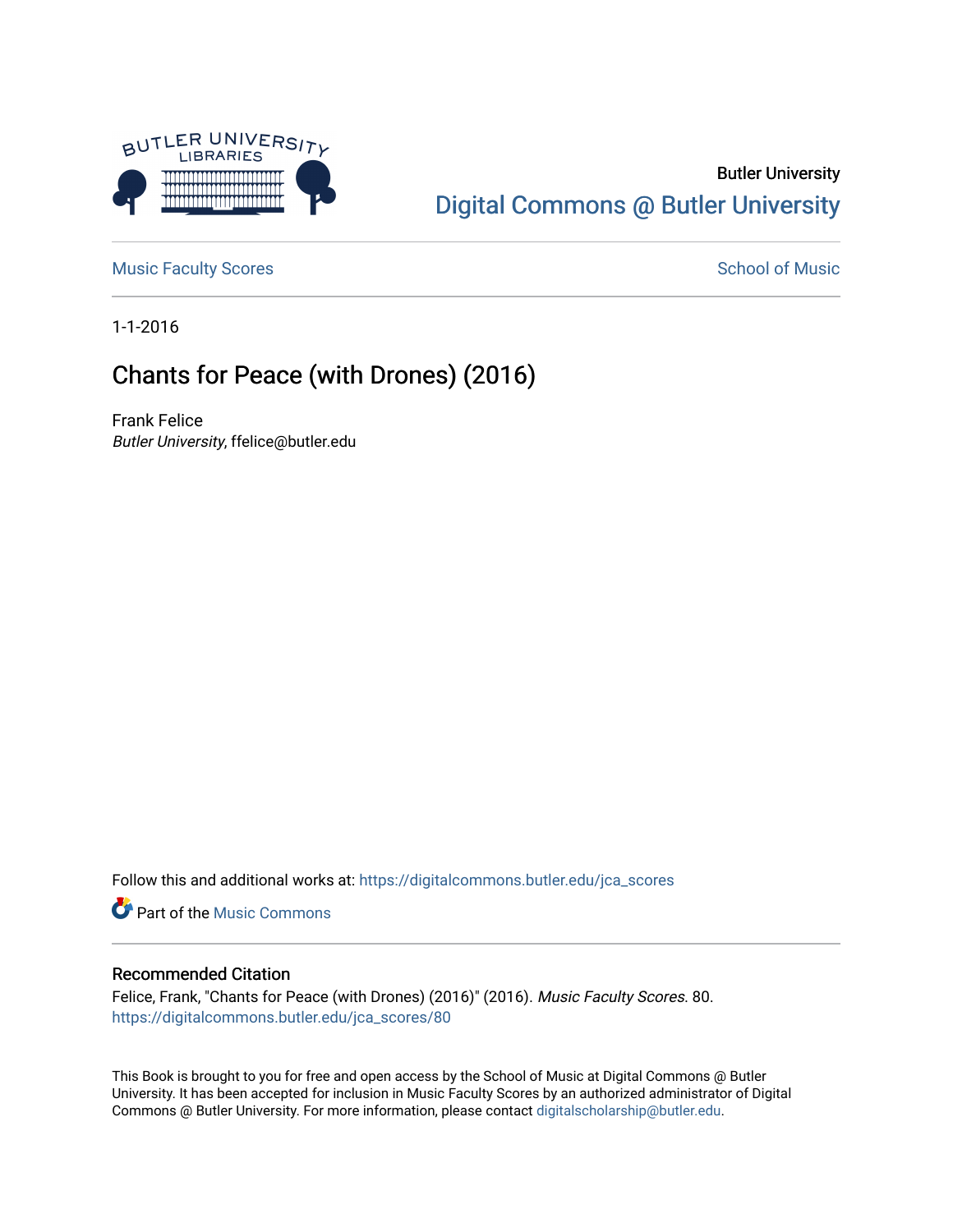Butler University

Digital Commons @ Butler University

Music Faculty Scores

School of Music

1-1-2016

# Chants for Peace (with Drones) (2016)

Frank Felice

*Butler University*, ffelice@butler.edu

Follow this and additional works at: https://digitalcommons.butler.edu/jca_scores

Part of the Music Commons

## Recommended Citation

Felice, Frank, "Chants for Peace (with Drones) (2016)" (2016). *Music Faculty Scores*. 80.
https://digitalcommons.butler.edu/jca_scores/80

This Book is brought to you for free and open access by the School of Music at Digital Commons @ Butler University. It has been accepted for inclusion in Music Faculty Scores by an authorized administrator of Digital Commons @ Butler University. For more information, please contact digitalscholarship@butler.edu.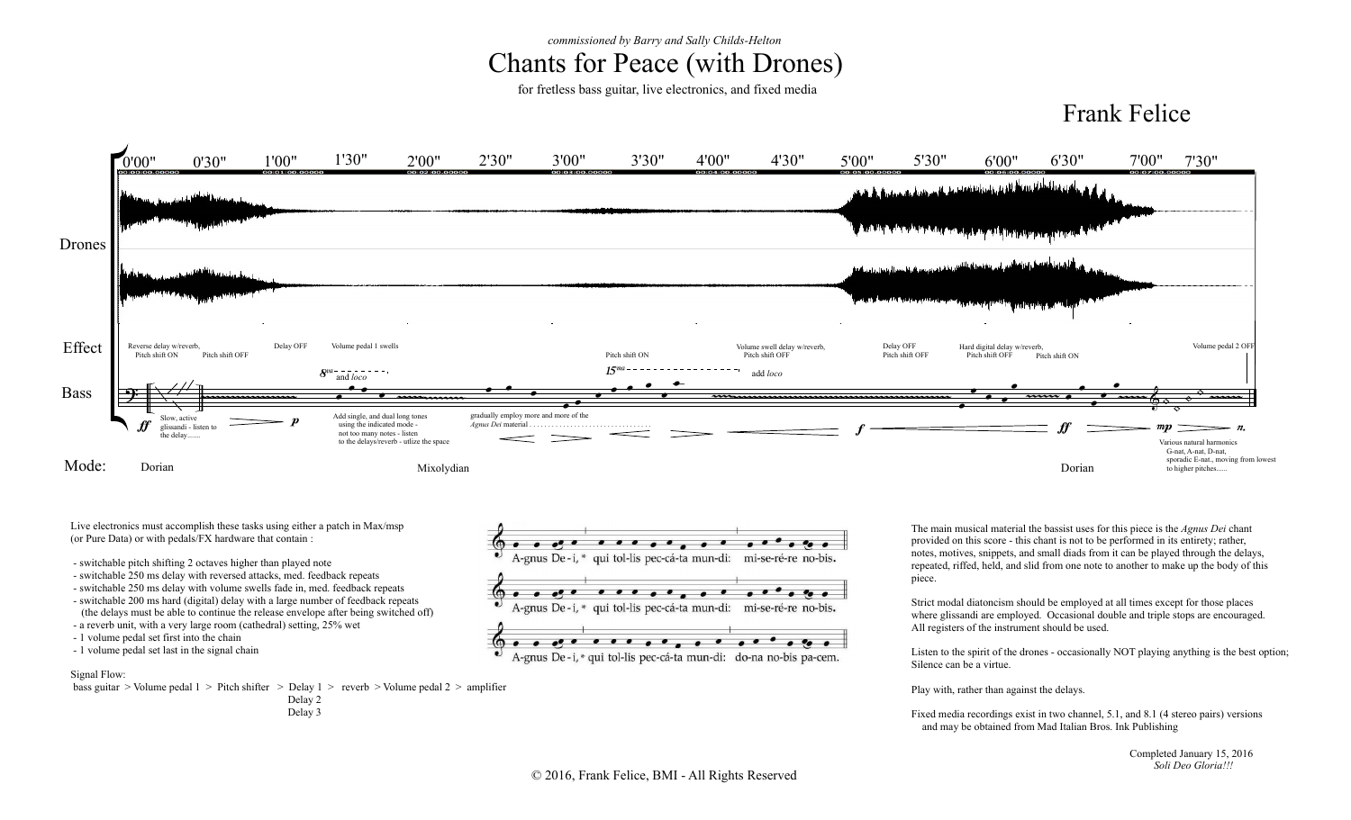*commissioned by Barry and Sally Childs-Helton*

# Chants for Peace (with Drones)

for fretless bass guitar, live electronics, and fixed media

Frank Felice

0'00" 0'30" 1'00" 1'30" 2'00" 2'30" 3'00" 3'30" 4'00" 4'30" 5'00" 5'30" 6'00" 6'30" 7'00" 7'30"

Drones

Effect

Reverse delay w/reverb, Pitch shift ON

Pitch shift OFF

Delay OFF

Volume pedal 1 swells

Pitch shift ON

Volume swell delay w/reverb, Pitch shift OFF

Delay OFF Pitch shift OFF

Hard digital delay w/reverb, Pitch shift OFF

Pitch shift ON

Volume pedal 2 OFF

Bass

*ff*

Slow, active glissandi - listen to the delay.......

*p*

8va and *loco*

Add single, and dual long tones using the indicated mode - not too many notes - listen to the delays/reverb - utilize the space

gradually employ more and more of the *Agnus Dei* material . . . . . . . . . . . . . . . . . . . . . . . . . . .

15ma

add *loco*

*f*

*ff*

*mp*

*n.*

Various natural harmonics G-nat, A-nat, D-nat, sporadic E-nat., moving from lowest to higher pitches.....

Mode: Dorian — Mixolydian — Dorian

Live electronics must accomplish these tasks using either a patch in Max/msp (or Pure Data) or with pedals/FX hardware that contain :

- switchable pitch shifting 2 octaves higher than played note
- switchable 250 ms delay with reversed attacks, med. feedback repeats
- switchable 250 ms delay with volume swells fade in, med. feedback repeats
- switchable 200 ms hard (digital) delay with a large number of feedback repeats (the delays must be able to continue the release envelope after being switched off)
- a reverb unit, with a very large room (cathedral) setting, 25% wet
- 1 volume pedal set first into the chain
- 1 volume pedal set last in the signal chain

Signal Flow:
bass guitar > Volume pedal 1 > Pitch shifter > Delay 1 > reverb > Volume pedal 2 > amplifier
Delay 2
Delay 3

A-gnus De - i, * qui tol-lis pec-cá-ta mun-di: mi-se-ré-re no-bis.

A-gnus De - i, * qui tol-lis pec-cá-ta mun-di: mi-se-ré-re no-bis.

A-gnus De - i, * qui tol-lis pec-cá-ta mun-di: do-na no-bis pa-cem.

The main musical material the bassist uses for this piece is the *Agnus Dei* chant provided on this score - this chant is not to be performed in its entirety; rather, notes, motives, snippets, and small diads from it can be played through the delays, repeated, riffed, held, and slid from one note to another to make up the body of this piece.

Strict modal diatoncism should be employed at all times except for those places where glissandi are employed. Occasional double and triple stops are encouraged. All registers of the instrument should be used.

Listen to the spirit of the drones - occasionally NOT playing anything is the best option; Silence can be a virtue.

Play with, rather than against the delays.

Fixed media recordings exist in two channel, 5.1, and 8.1 (4 stereo pairs) versions and may be obtained from Mad Italian Bros. Ink Publishing

Completed January 15, 2016
*Soli Deo Gloria!!!*

© 2016, Frank Felice, BMI - All Rights Reserved